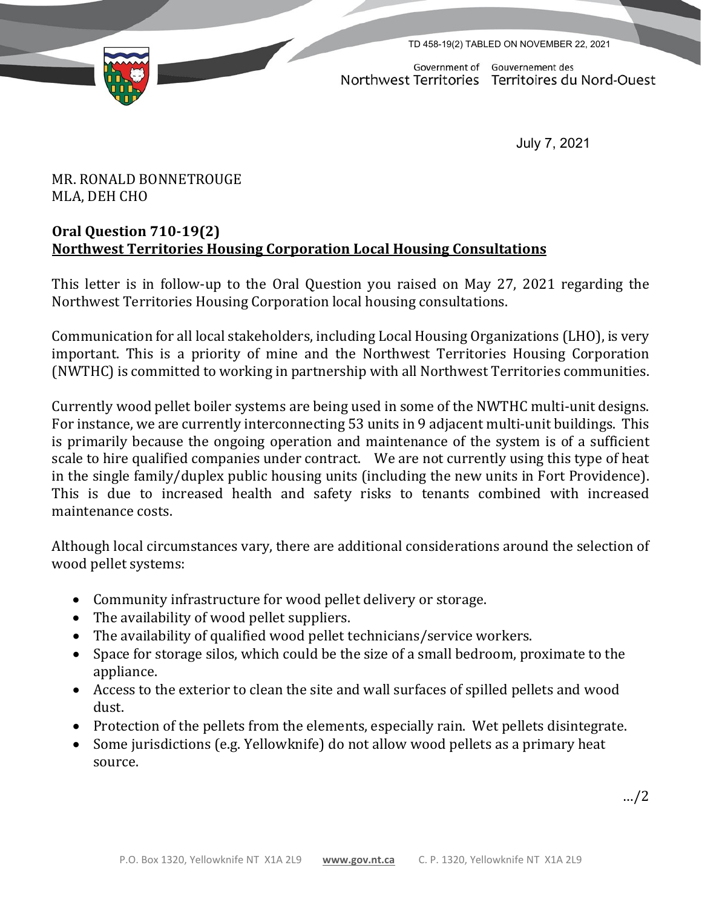TD 458-19(2) TABLED ON NOVEMBER 22, 2021

Government of Northwest Territories | Gouvernement des Territoires du Nord-Ouest

July 7, 2021

MR. RONALD BONNETROUGE
MLA, DEH CHO

**Oral Question 710-19(2)**
**Northwest Territories Housing Corporation Local Housing Consultations**

This letter is in follow-up to the Oral Question you raised on May 27, 2021 regarding the Northwest Territories Housing Corporation local housing consultations.

Communication for all local stakeholders, including Local Housing Organizations (LHO), is very important. This is a priority of mine and the Northwest Territories Housing Corporation (NWTHC) is committed to working in partnership with all Northwest Territories communities.

Currently wood pellet boiler systems are being used in some of the NWTHC multi-unit designs. For instance, we are currently interconnecting 53 units in 9 adjacent multi-unit buildings. This is primarily because the ongoing operation and maintenance of the system is of a sufficient scale to hire qualified companies under contract. We are not currently using this type of heat in the single family/duplex public housing units (including the new units in Fort Providence). This is due to increased health and safety risks to tenants combined with increased maintenance costs.

Although local circumstances vary, there are additional considerations around the selection of wood pellet systems:

- Community infrastructure for wood pellet delivery or storage.
- The availability of wood pellet suppliers.
- The availability of qualified wood pellet technicians/service workers.
- Space for storage silos, which could be the size of a small bedroom, proximate to the appliance.
- Access to the exterior to clean the site and wall surfaces of spilled pellets and wood dust.
- Protection of the pellets from the elements, especially rain. Wet pellets disintegrate.
- Some jurisdictions (e.g. Yellowknife) do not allow wood pellets as a primary heat source.

…/2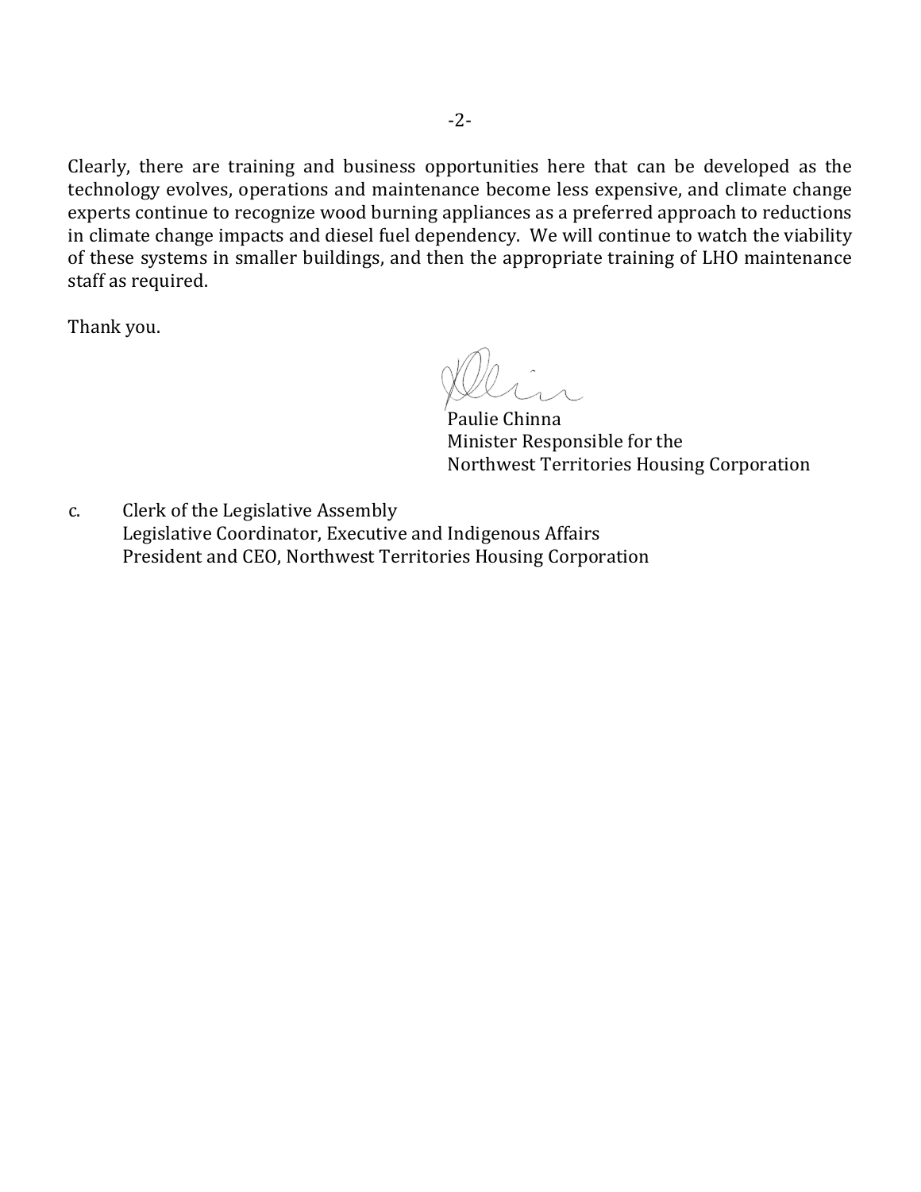Clearly, there are training and business opportunities here that can be developed as the technology evolves, operations and maintenance become less expensive, and climate change experts continue to recognize wood burning appliances as a preferred approach to reductions in climate change impacts and diesel fuel dependency. We will continue to watch the viability of these systems in smaller buildings, and then the appropriate training of LHO maintenance staff as required.

Thank you.

Paulie Chinna
Minister Responsible for the
Northwest Territories Housing Corporation

c. Clerk of the Legislative Assembly
Legislative Coordinator, Executive and Indigenous Affairs
President and CEO, Northwest Territories Housing Corporation